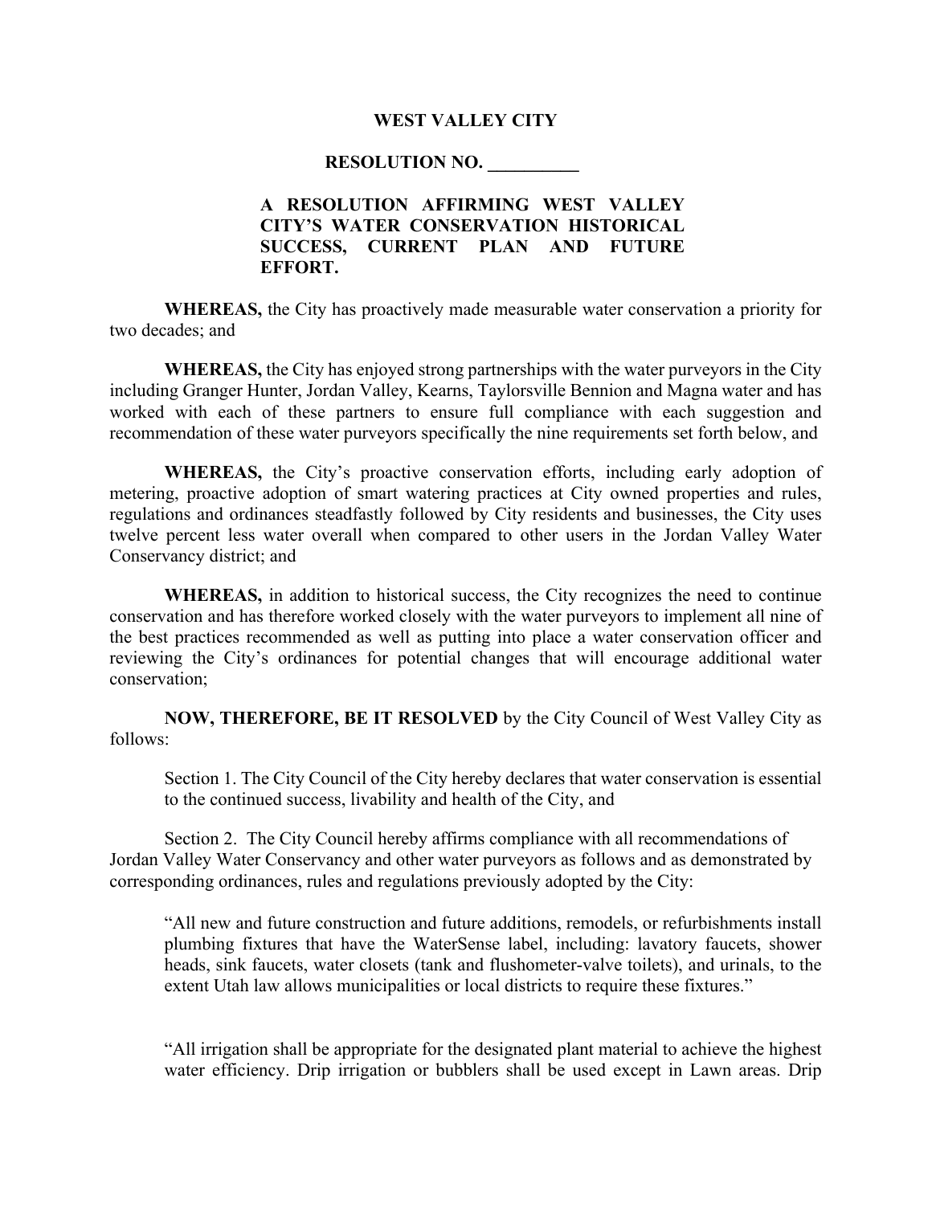# WEST VALLEY CITY

## RESOLUTION NO. __________

**A RESOLUTION AFFIRMING WEST VALLEY CITY'S WATER CONSERVATION HISTORICAL SUCCESS, CURRENT PLAN AND FUTURE EFFORT.**

**WHEREAS,** the City has proactively made measurable water conservation a priority for two decades; and

**WHEREAS,** the City has enjoyed strong partnerships with the water purveyors in the City including Granger Hunter, Jordan Valley, Kearns, Taylorsville Bennion and Magna water and has worked with each of these partners to ensure full compliance with each suggestion and recommendation of these water purveyors specifically the nine requirements set forth below, and

**WHEREAS,** the City's proactive conservation efforts, including early adoption of metering, proactive adoption of smart watering practices at City owned properties and rules, regulations and ordinances steadfastly followed by City residents and businesses, the City uses twelve percent less water overall when compared to other users in the Jordan Valley Water Conservancy district; and

**WHEREAS,** in addition to historical success, the City recognizes the need to continue conservation and has therefore worked closely with the water purveyors to implement all nine of the best practices recommended as well as putting into place a water conservation officer and reviewing the City's ordinances for potential changes that will encourage additional water conservation;

**NOW, THEREFORE, BE IT RESOLVED** by the City Council of West Valley City as follows:

Section 1. The City Council of the City hereby declares that water conservation is essential to the continued success, livability and health of the City, and

Section 2. The City Council hereby affirms compliance with all recommendations of Jordan Valley Water Conservancy and other water purveyors as follows and as demonstrated by corresponding ordinances, rules and regulations previously adopted by the City:

"All new and future construction and future additions, remodels, or refurbishments install plumbing fixtures that have the WaterSense label, including: lavatory faucets, shower heads, sink faucets, water closets (tank and flushometer-valve toilets), and urinals, to the extent Utah law allows municipalities or local districts to require these fixtures."

"All irrigation shall be appropriate for the designated plant material to achieve the highest water efficiency. Drip irrigation or bubblers shall be used except in Lawn areas. Drip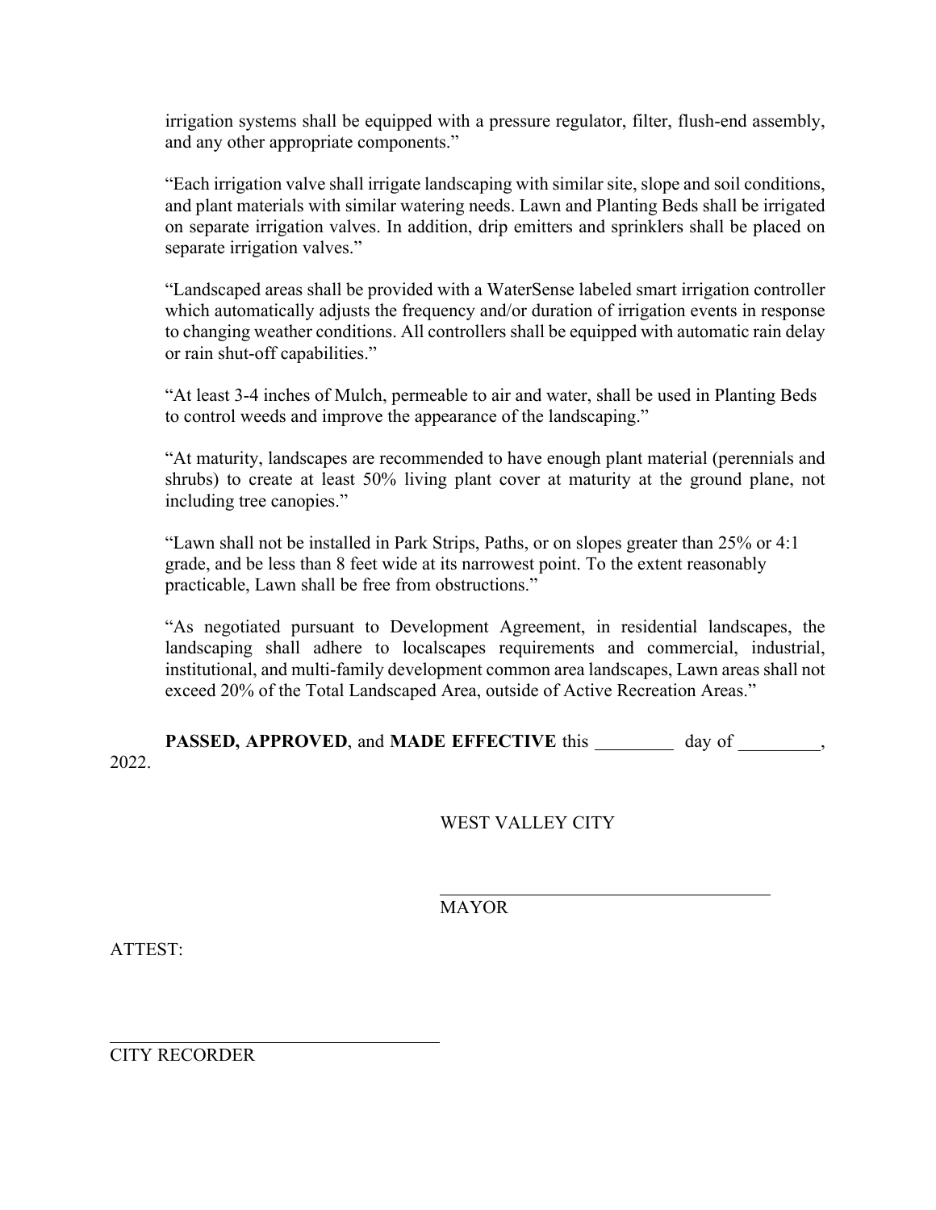irrigation systems shall be equipped with a pressure regulator, filter, flush-end assembly, and any other appropriate components."

"Each irrigation valve shall irrigate landscaping with similar site, slope and soil conditions, and plant materials with similar watering needs. Lawn and Planting Beds shall be irrigated on separate irrigation valves. In addition, drip emitters and sprinklers shall be placed on separate irrigation valves."

"Landscaped areas shall be provided with a WaterSense labeled smart irrigation controller which automatically adjusts the frequency and/or duration of irrigation events in response to changing weather conditions. All controllers shall be equipped with automatic rain delay or rain shut-off capabilities."

"At least 3-4 inches of Mulch, permeable to air and water, shall be used in Planting Beds to control weeds and improve the appearance of the landscaping."

"At maturity, landscapes are recommended to have enough plant material (perennials and shrubs) to create at least 50% living plant cover at maturity at the ground plane, not including tree canopies."

"Lawn shall not be installed in Park Strips, Paths, or on slopes greater than 25% or 4:1 grade, and be less than 8 feet wide at its narrowest point. To the extent reasonably practicable, Lawn shall be free from obstructions."

"As negotiated pursuant to Development Agreement, in residential landscapes, the landscaping shall adhere to localscapes requirements and commercial, industrial, institutional, and multi-family development common area landscapes, Lawn areas shall not exceed 20% of the Total Landscaped Area, outside of Active Recreation Areas."

**PASSED, APPROVED**, and **MADE EFFECTIVE** this \_\_\_\_\_\_\_\_\_ day of \_\_\_\_\_\_\_\_\_, 2022.

WEST VALLEY CITY

\_\_\_\_\_\_\_\_\_\_\_\_\_\_\_\_\_\_\_\_\_\_\_\_\_\_\_\_\_\_\_\_\_\_\_\_

MAYOR

ATTEST:

\_\_\_\_\_\_\_\_\_\_\_\_\_\_\_\_\_\_\_\_\_\_\_\_\_\_\_\_\_\_\_\_\_\_\_\_

CITY RECORDER